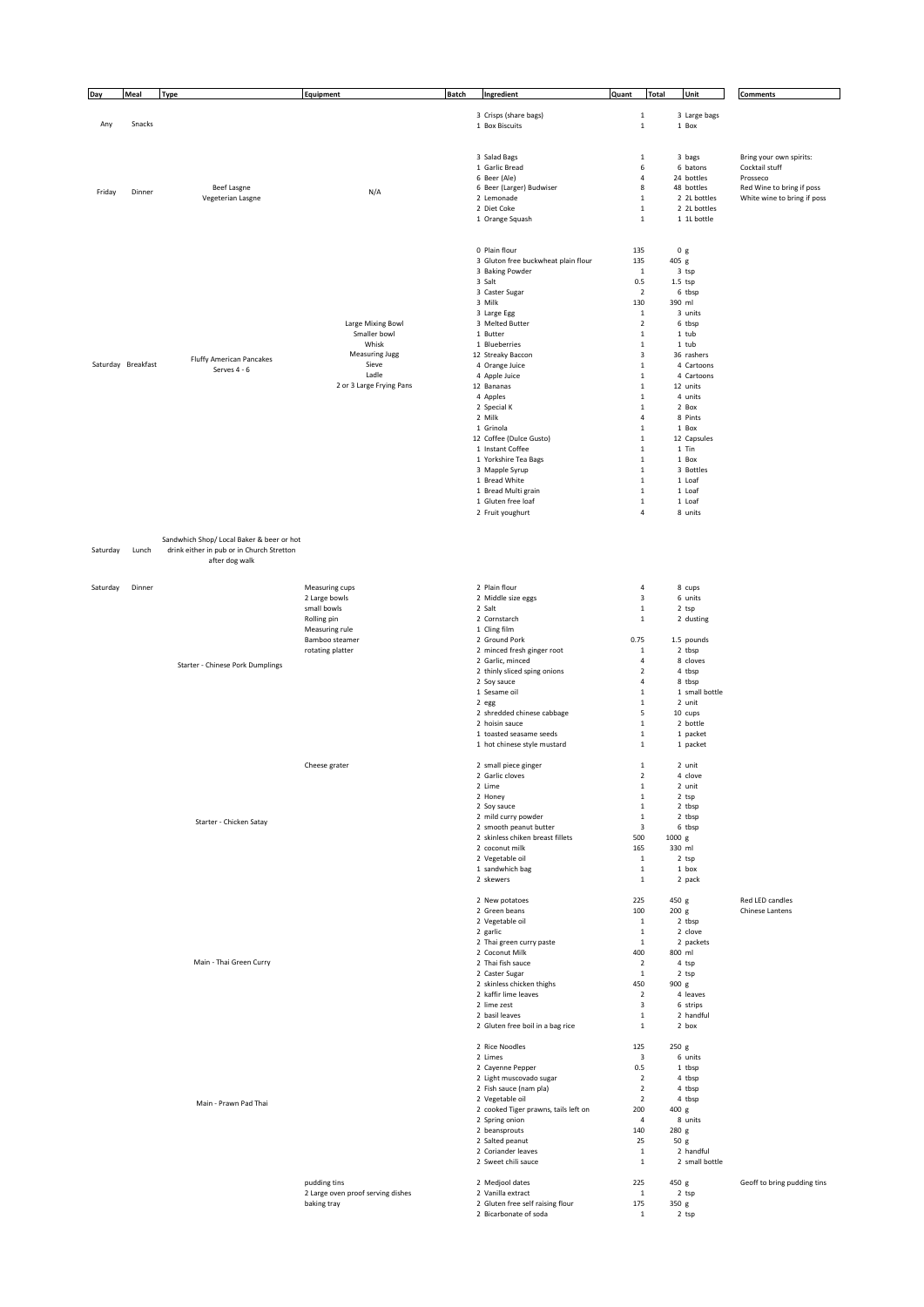| Day | Meal | Type | Equipment | Batch | Ingredient | Quant | Total | Unit | Comments |
|---|---|---|---|---|---|---|---|---|---|
| Any | Snacks | | | 3 | Crisps (share bags) | 1 | 3 | Large bags | |
| | | | | 1 | Box Biscuits | 1 | 1 | Box | |
| Friday | Dinner | Beef Lasgne | N/A | 3 | Salad Bags | 1 | 3 | bags | Bring your own spirits: |
| | | Vegeterian Lasgne | | 1 | Garlic Bread | 6 | 6 | batons | Cocktail stuff |
| | | | | 6 | Beer (Ale) | 4 | 24 | bottles | Prosseco |
| | | | | 6 | Beer (Larger) Budwiser | 8 | 48 | bottles | Red Wine to bring if poss |
| | | | | 2 | Lemonade | 1 | 2 | 2L bottles | White wine to bring if poss |
| | | | | 2 | Diet Coke | 1 | 2 | 2L bottles | |
| | | | | 1 | Orange Squash | 1 | 1 | 1L bottle | |
| Saturday | Breakfast | Fluffy American Pancakes | Large Mixing Bowl | 0 | Plain flour | 135 | 0 | g | |
| | | Serves 4 - 6 | Smaller bowl | 3 | Gluton free buckwheat plain flour | 135 | 405 | g | |
| | | | Whisk | 3 | Baking Powder | 1 | 3 | tsp | |
| | | | Measuring Jugg | 3 | Salt | 0.5 | 1.5 | tsp | |
| | | | Sieve | 3 | Caster Sugar | 2 | 6 | tbsp | |
| | | | Ladle | 3 | Milk | 130 | 390 | ml | |
| | | | 2 or 3 Large Frying Pans | 3 | Large Egg | 1 | 3 | units | |
| | | | | 3 | Melted Butter | 2 | 6 | tbsp | |
| | | | | 1 | Butter | 1 | 1 | tub | |
| | | | | 1 | Blueberries | 1 | 1 | tub | |
| | | | | 12 | Streaky Baccon | 3 | 36 | rashers | |
| | | | | 4 | Orange Juice | 1 | 4 | Cartoons | |
| | | | | 4 | Apple Juice | 1 | 4 | Cartoons | |
| | | | | 12 | Bananas | 1 | 12 | units | |
| | | | | 4 | Apples | 1 | 4 | units | |
| | | | | 2 | Special K | 1 | 2 | Box | |
| | | | | 2 | Milk | 4 | 8 | Pints | |
| | | | | 1 | Grinola | 1 | 1 | Box | |
| | | | | 12 | Coffee (Dulce Gusto) | 1 | 12 | Capsules | |
| | | | | 1 | Instant Coffee | 1 | 1 | Tin | |
| | | | | 1 | Yorkshire Tea Bags | 1 | 1 | Box | |
| | | | | 3 | Mapple Syrup | 1 | 3 | Bottles | |
| | | | | 1 | Bread White | 1 | 1 | Loaf | |
| | | | | 1 | Bread Multi grain | 1 | 1 | Loaf | |
| | | | | 1 | Gluten free loaf | 1 | 1 | Loaf | |
| | | | | 2 | Fruit youghurt | 4 | 8 | units | |
| Saturday | Lunch | Sandwhich Shop/ Local Baker & beer or hot drink either in pub or in Church Stretton after dog walk | | | | | | | |
| Saturday | Dinner | Starter - Chinese Pork Dumplings | Measuring cups | 2 | Plain flour | 4 | 8 | cups | |
| | | | 2 Large bowls | 2 | Middle size eggs | 3 | 6 | units | |
| | | | small bowls | 2 | Salt | 1 | 2 | tsp | |
| | | | Rolling pin | 2 | Cornstarch | 1 | 2 | dusting | |
| | | | Measuring rule | 1 | Cling film | | | | |
| | | | Bamboo steamer | 2 | Ground Pork | 0.75 | 1.5 | pounds | |
| | | | rotating platter | 2 | minced fresh ginger root | 1 | 2 | tbsp | |
| | | | | 2 | Garlic, minced | 4 | 8 | cloves | |
| | | | | 2 | thinly sliced sping onions | 2 | 4 | tbsp | |
| | | | | 2 | Soy sauce | 4 | 8 | tbsp | |
| | | | | 1 | Sesame oil | 1 | 1 | small bottle | |
| | | | | 2 | egg | 1 | 2 | unit | |
| | | | | 2 | shredded chinese cabbage | 5 | 10 | cups | |
| | | | | 2 | hoisin sauce | 1 | 2 | bottle | |
| | | | | 1 | toasted seasame seeds | 1 | 1 | packet | |
| | | | | 1 | hot chinese style mustard | 1 | 1 | packet | |
| | | Starter - Chicken Satay | Cheese grater | 2 | small piece ginger | 1 | 2 | unit | |
| | | | | 2 | Garlic cloves | 2 | 4 | clove | |
| | | | | 2 | Lime | 1 | 2 | unit | |
| | | | | 2 | Honey | 1 | 2 | tsp | |
| | | | | 2 | Soy sauce | 1 | 2 | tbsp | |
| | | | | 2 | mild curry powder | 1 | 2 | tbsp | |
| | | | | 2 | smooth peanut butter | 3 | 6 | tbsp | |
| | | | | 2 | skinless chiken breast fillets | 500 | 1000 | g | |
| | | | | 2 | coconut milk | 165 | 330 | ml | |
| | | | | 2 | Vegetable oil | 1 | 2 | tsp | |
| | | | | 1 | sandwhich bag | 1 | 1 | box | |
| | | | | 2 | skewers | 1 | 2 | pack | |
| | | Main - Thai Green Curry | | 2 | New potatoes | 225 | 450 | g | Red LED candles |
| | | | | 2 | Green beans | 100 | 200 | g | Chinese Lantens |
| | | | | 2 | Vegetable oil | 1 | 2 | tbsp | |
| | | | | 2 | garlic | 1 | 2 | clove | |
| | | | | 2 | Thai green curry paste | 1 | 2 | packets | |
| | | | | 2 | Coconut Milk | 400 | 800 | ml | |
| | | | | 2 | Thai fish sauce | 2 | 4 | tsp | |
| | | | | 2 | Caster Sugar | 1 | 2 | tsp | |
| | | | | 2 | skinless chicken thighs | 450 | 900 | g | |
| | | | | 2 | kaffir lime leaves | 2 | 4 | leaves | |
| | | | | 2 | lime zest | 3 | 6 | strips | |
| | | | | 2 | basil leaves | 1 | 2 | handful | |
| | | | | 2 | Gluten free boil in a bag rice | 1 | 2 | box | |
| | | Main - Prawn Pad Thai | | 2 | Rice Noodles | 125 | 250 | g | |
| | | | | 2 | Limes | 3 | 6 | units | |
| | | | | 2 | Cayenne Pepper | 0.5 | 1 | tbsp | |
| | | | | 2 | Light muscovado sugar | 2 | 4 | tbsp | |
| | | | | 2 | Fish sauce (nam pla) | 2 | 4 | tbsp | |
| | | | | 2 | Vegetable oil | 2 | 4 | tbsp | |
| | | | | 2 | cooked Tiger prawns, tails left on | 200 | 400 | g | |
| | | | | 2 | Spring onion | 4 | 8 | units | |
| | | | | 2 | beansprouts | 140 | 280 | g | |
| | | | | 2 | Salted peanut | 25 | 50 | g | |
| | | | | 2 | Coriander leaves | 1 | 2 | handful | |
| | | | | 2 | Sweet chili sauce | 1 | 2 | small bottle | |
| | | | pudding tins | 2 | Medjool dates | 225 | 450 | g | Geoff to bring pudding tins |
| | | | 2 Large oven proof serving dishes | 2 | Vanilla extract | 1 | 2 | tsp | |
| | | | baking tray | 2 | Gluten free self raising flour | 175 | 350 | g | |
| | | | | 2 | Bicarbonate of soda | 1 | 2 | tsp | |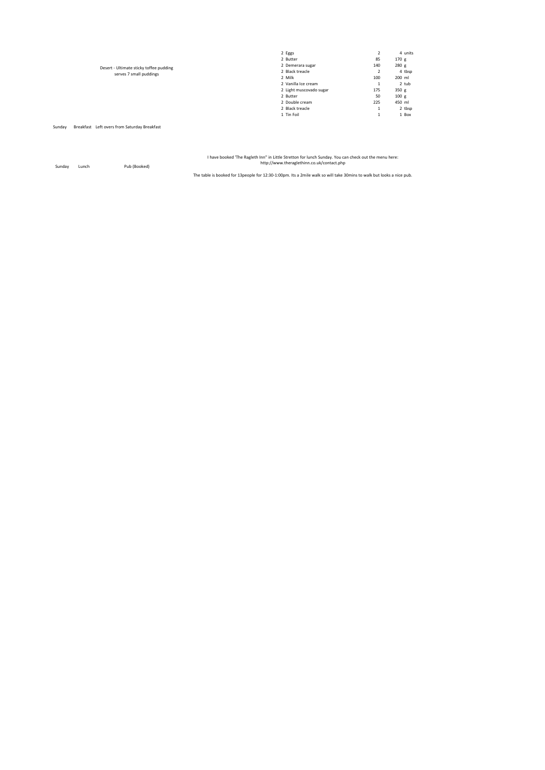| | | | | |
|---|---|---|---|---|
| Desert - Ultimate sticky toffee pudding serves 7 small puddings | 2 Eggs | 2 | 4 | units |
| | 2 Butter | 85 | 170 | g |
| | 2 Demerara sugar | 140 | 280 | g |
| | 2 Black treacle | 2 | 4 | tbsp |
| | 2 Milk | 100 | 200 | ml |
| | 2 Vanilla Ice cream | 1 | 2 | tub |
| | 2 Light muscovado sugar | 175 | 350 | g |
| | 2 Butter | 50 | 100 | g |
| | 2 Double cream | 225 | 450 | ml |
| | 2 Black treacle | 1 | 2 | tbsp |
| | 1 Tin Foil | 1 | 1 | Box |

| | | |
|---|---|---|
| Sunday | Breakfast | Left overs from Saturday Breakfast |

| | | | |
|---|---|---|---|
| Sunday | Lunch | Pub (Booked) | I have booked 'The Ragleth Inn" in Little Stretton for lunch Sunday. You can check out the menu here: http://www.theraglethinn.co.uk/contact.php<br>The table is booked for 13people for 12:30-1:00pm. Its a 2mile walk so will take 30mins to walk but looks a nice pub. |